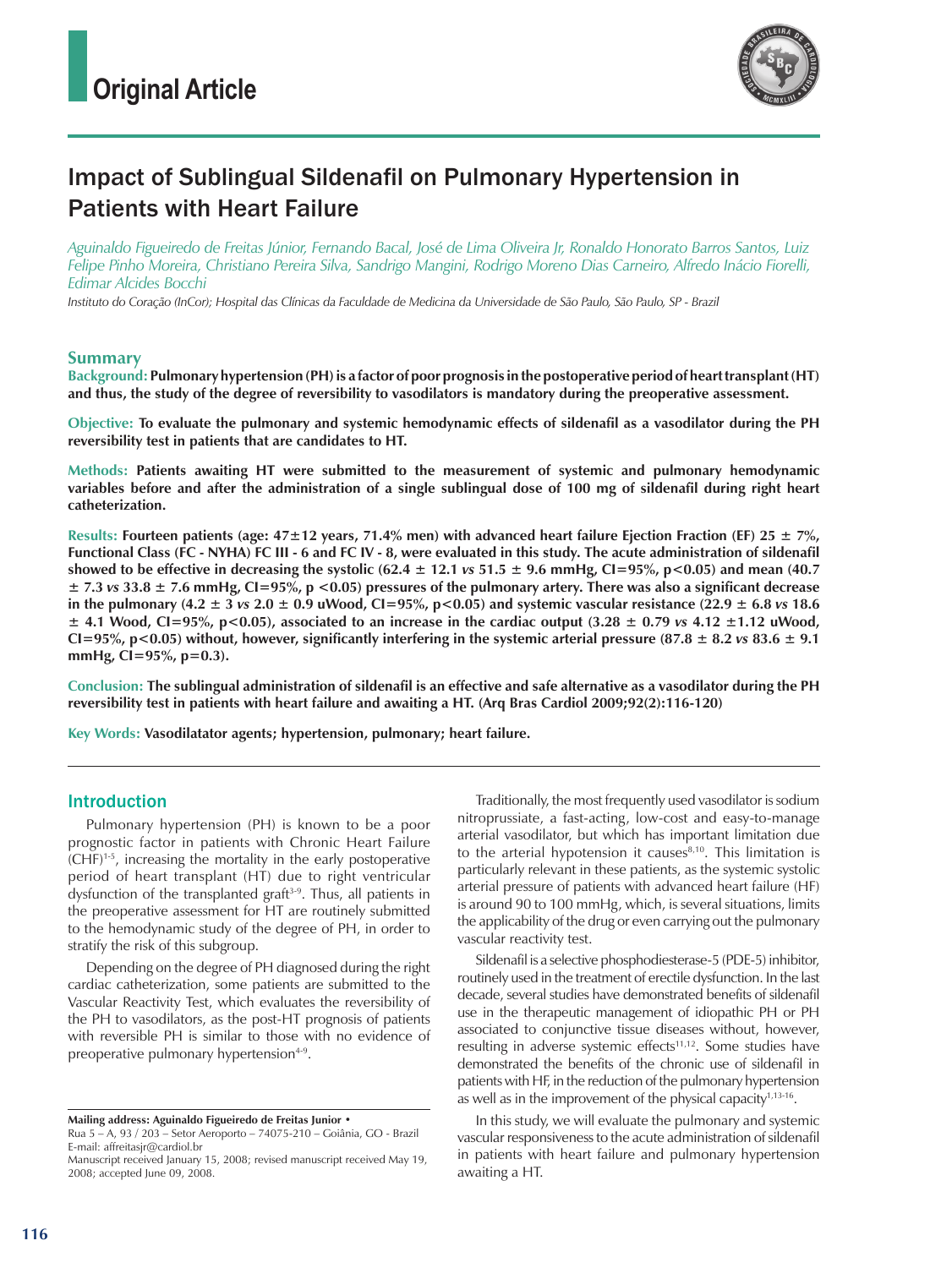Original Article

# Impact of Sublingual Sildenafil on Pulmonary Hypertension in Patients with Heart Failure

*Aguinaldo Figueiredo de Freitas Júnior, Fernando Bacal, José de Lima Oliveira Jr, Ronaldo Honorato Barros Santos, Luiz Felipe Pinho Moreira, Christiano Pereira Silva, Sandrigo Mangini, Rodrigo Moreno Dias Carneiro, Alfredo Inácio Fiorelli, Edimar Alcides Bocchi*

*Instituto do Coração (InCor); Hospital das Clínicas da Faculdade de Medicina da Universidade de São Paulo, São Paulo, SP - Brazil*

## Summary

**Background: Pulmonary hypertension (PH) is a factor of poor prognosis in the postoperative period of heart transplant (HT) and thus, the study of the degree of reversibility to vasodilators is mandatory during the preoperative assessment.**

**Objective: To evaluate the pulmonary and systemic hemodynamic effects of sildenafil as a vasodilator during the PH reversibility test in patients that are candidates to HT.**

**Methods: Patients awaiting HT were submitted to the measurement of systemic and pulmonary hemodynamic variables before and after the administration of a single sublingual dose of 100 mg of sildenafil during right heart catheterization.**

**Results: Fourteen patients (age: 47±12 years, 71.4% men) with advanced heart failure Ejection Fraction (EF) 25 ± 7%, Functional Class (FC - NYHA) FC III - 6 and FC IV - 8, were evaluated in this study. The acute administration of sildenafil showed to be effective in decreasing the systolic (62.4 ± 12.1 *vs* 51.5 ± 9.6 mmHg, CI=95%, p<0.05) and mean (40.7 ± 7.3 *vs* 33.8 ± 7.6 mmHg, CI=95%, p <0.05) pressures of the pulmonary artery. There was also a significant decrease in the pulmonary (4.2 ± 3 *vs* 2.0 ± 0.9 uWood, CI=95%, p<0.05) and systemic vascular resistance (22.9 ± 6.8 *vs* 18.6 ± 4.1 Wood, CI=95%, p<0.05), associated to an increase in the cardiac output (3.28 ± 0.79 *vs* 4.12 ±1.12 uWood, CI=95%, p<0.05) without, however, significantly interfering in the systemic arterial pressure (87.8 ± 8.2 *vs* 83.6 ± 9.1 mmHg, CI=95%, p=0.3).**

**Conclusion: The sublingual administration of sildenafil is an effective and safe alternative as a vasodilator during the PH reversibility test in patients with heart failure and awaiting a HT. (Arq Bras Cardiol 2009;92(2):116-120)**

**Key Words: Vasodilatator agents; hypertension, pulmonary; heart failure.**

## Introduction

Pulmonary hypertension (PH) is known to be a poor prognostic factor in patients with Chronic Heart Failure (CHF)[1-5], increasing the mortality in the early postoperative period of heart transplant (HT) due to right ventricular dysfunction of the transplanted graft[3-9]. Thus, all patients in the preoperative assessment for HT are routinely submitted to the hemodynamic study of the degree of PH, in order to stratify the risk of this subgroup.

Depending on the degree of PH diagnosed during the right cardiac catheterization, some patients are submitted to the Vascular Reactivity Test, which evaluates the reversibility of the PH to vasodilators, as the post-HT prognosis of patients with reversible PH is similar to those with no evidence of preoperative pulmonary hypertension[4-9].

Traditionally, the most frequently used vasodilator is sodium nitroprussiate, a fast-acting, low-cost and easy-to-manage arterial vasodilator, but which has important limitation due to the arterial hypotension it causes[8,10]. This limitation is particularly relevant in these patients, as the systemic systolic arterial pressure of patients with advanced heart failure (HF) is around 90 to 100 mmHg, which, is several situations, limits the applicability of the drug or even carrying out the pulmonary vascular reactivity test.

Sildenafil is a selective phosphodiesterase-5 (PDE-5) inhibitor, routinely used in the treatment of erectile dysfunction. In the last decade, several studies have demonstrated benefits of sildenafil use in the therapeutic management of idiopathic PH or PH associated to conjunctive tissue diseases without, however, resulting in adverse systemic effects[11,12]. Some studies have demonstrated the benefits of the chronic use of sildenafil in patients with HF, in the reduction of the pulmonary hypertension as well as in the improvement of the physical capacity[1,13-16].

In this study, we will evaluate the pulmonary and systemic vascular responsiveness to the acute administration of sildenafil in patients with heart failure and pulmonary hypertension awaiting a HT.

**Mailing address: Aguinaldo Figueiredo de Freitas Junior •**
Rua 5 – A, 93 / 203 – Setor Aeroporto – 74075-210 – Goiânia, GO - Brazil
E-mail: affreitasjr@cardiol.br
Manuscript received January 15, 2008; revised manuscript received May 19, 2008; accepted June 09, 2008.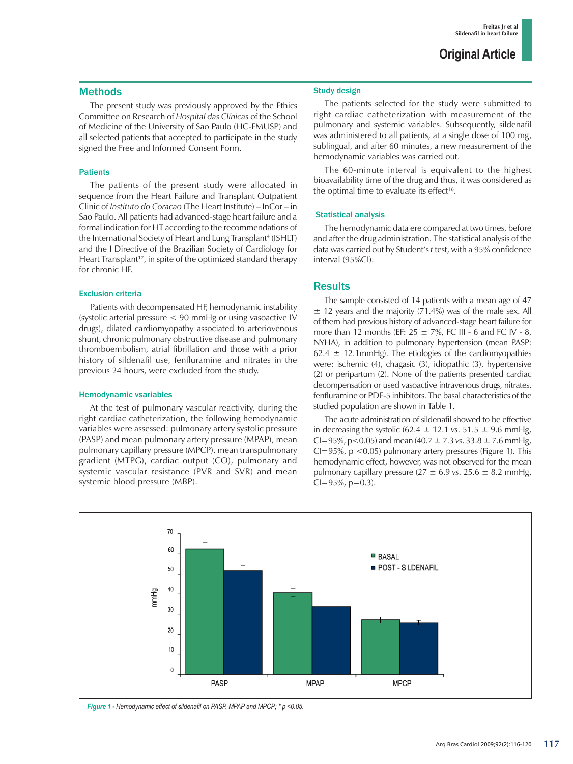## Methods

The present study was previously approved by the Ethics Committee on Research of *Hospital das Clínicas* of the School of Medicine of the University of Sao Paulo (HC-FMUSP) and all selected patients that accepted to participate in the study signed the Free and Informed Consent Form.

### Patients

The patients of the present study were allocated in sequence from the Heart Failure and Transplant Outpatient Clinic of *Instituto do Coracao* (The Heart Institute) – InCor – in Sao Paulo. All patients had advanced-stage heart failure and a formal indication for HT according to the recommendations of the International Society of Heart and Lung Transplant[4] (ISHLT) and the I Directive of the Brazilian Society of Cardiology for Heart Transplant[17], in spite of the optimized standard therapy for chronic HF.

### Exclusion criteria

Patients with decompensated HF, hemodynamic instability (systolic arterial pressure < 90 mmHg or using vasoactive IV drugs), dilated cardiomyopathy associated to arteriovenous shunt, chronic pulmonary obstructive disease and pulmonary thromboembolism, atrial fibrillation and those with a prior history of sildenafil use, fenfluramine and nitrates in the previous 24 hours, were excluded from the study.

### Hemodynamic vsariables

At the test of pulmonary vascular reactivity, during the right cardiac catheterization, the following hemodynamic variables were assessed: pulmonary artery systolic pressure (PASP) and mean pulmonary artery pressure (MPAP), mean pulmonary capillary pressure (MPCP), mean transpulmonary gradient (MTPG), cardiac output (CO), pulmonary and systemic vascular resistance (PVR and SVR) and mean systemic blood pressure (MBP).

### Study design

The patients selected for the study were submitted to right cardiac catheterization with measurement of the pulmonary and systemic variables. Subsequently, sildenafil was administered to all patients, at a single dose of 100 mg, sublingual, and after 60 minutes, a new measurement of the hemodynamic variables was carried out.

The 60-minute interval is equivalent to the highest bioavailability time of the drug and thus, it was considered as the optimal time to evaluate its effect[18].

### Statistical analysis

The hemodynamic data ere compared at two times, before and after the drug administration. The statistical analysis of the data was carried out by Student's *t* test, with a 95% confidence interval (95%CI).

## Results

The sample consisted of 14 patients with a mean age of 47 ± 12 years and the majority (71.4%) was of the male sex. All of them had previous history of advanced-stage heart failure for more than 12 months (EF: 25 ± 7%, FC III - 6 and FC IV - 8, NYHA), in addition to pulmonary hypertension (mean PASP: 62.4 ± 12.1mmHg). The etiologies of the cardiomyopathies were: ischemic (4), chagasic (3), idiopathic (3), hypertensive (2) or peripartum (2). None of the patients presented cardiac decompensation or used vasoactive intravenous drugs, nitrates, fenfluramine or PDE-5 inhibitors. The basal characteristics of the studied population are shown in Table 1.

The acute administration of sildenafil showed to be effective in decreasing the systolic (62.4 ± 12.1 *vs*. 51.5 ± 9.6 mmHg, CI=95%, $p<0.05$) and mean (40.7 ± 7.3 *vs*. 33.8 ± 7.6 mmHg, CI=95%, $p<0.05$) pulmonary artery pressures (Figure 1). This hemodynamic effect, however, was not observed for the mean pulmonary capillary pressure (27 ± 6.9 *vs*. 25.6 ± 8.2 mmHg, CI=95%, p=0.3).

*Figure 1 - Hemodynamic effect of sildenafil on PASP, MPAP and MPCP; * p <0.05.*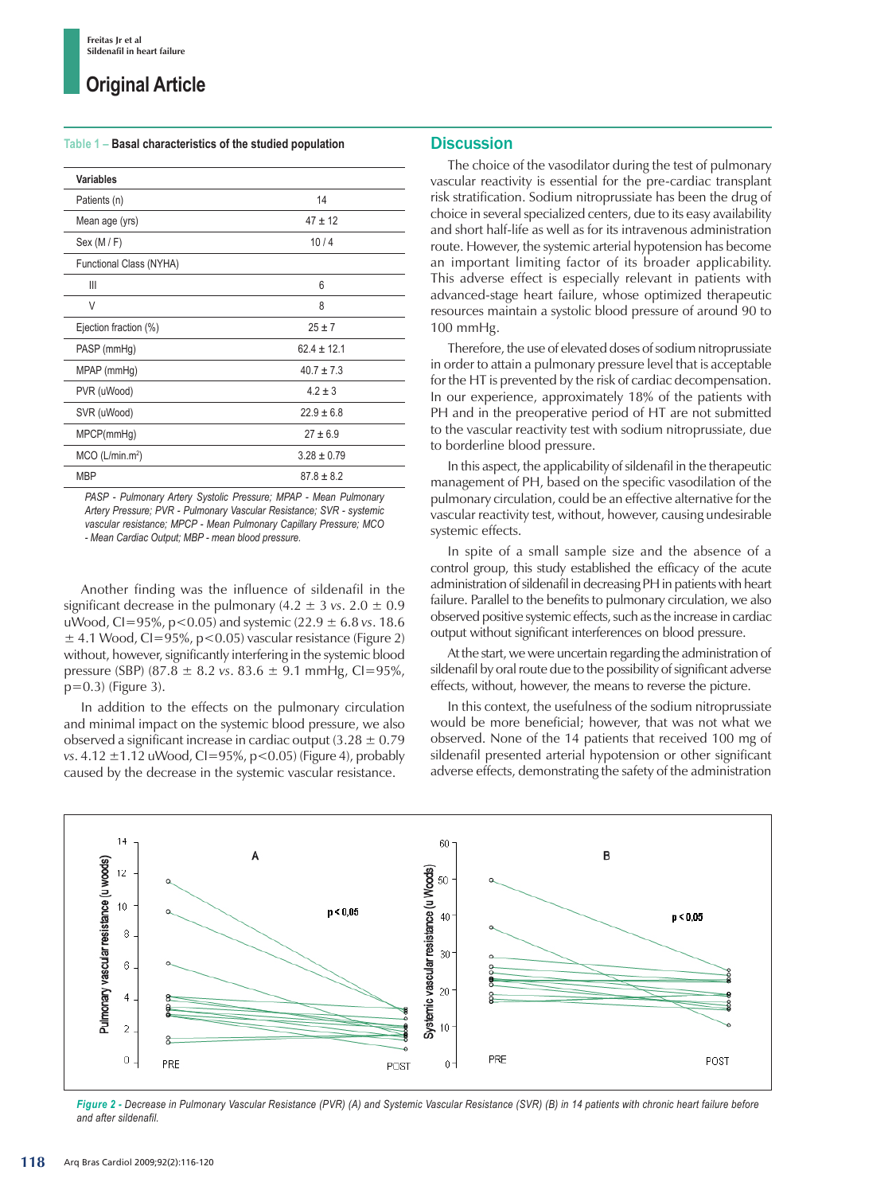**Table 1 – Basal characteristics of the studied population**

| Variables | |
|---|---|
| Patients (n) | 14 |
| Mean age (yrs) | 47 ± 12 |
| Sex (M / F) | 10 / 4 |
| Functional Class (NYHA) | |
| III | 6 |
| V | 8 |
| Ejection fraction (%) | 25 ± 7 |
| PASP (mmHg) | 62.4 ± 12.1 |
| MPAP (mmHg) | 40.7 ± 7.3 |
| PVR (uWood) | 4.2 ± 3 |
| SVR (uWood) | 22.9 ± 6.8 |
| MPCP(mmHg) | 27 ± 6.9 |
| MCO (L/min.m²) | 3.28 ± 0.79 |
| MBP | 87.8 ± 8.2 |

*PASP - Pulmonary Artery Systolic Pressure; MPAP - Mean Pulmonary Artery Pressure; PVR - Pulmonary Vascular Resistance; SVR - systemic vascular resistance; MPCP - Mean Pulmonary Capillary Pressure; MCO - Mean Cardiac Output; MBP - mean blood pressure.*

Another finding was the influence of sildenafil in the significant decrease in the pulmonary (4.2 ± 3 *vs*. 2.0 ± 0.9 uWood, CI=95%, $p<0.05$) and systemic (22.9 ± 6.8 *vs*. 18.6 ± 4.1 Wood, CI=95%, $p<0.05$) vascular resistance (Figure 2) without, however, significantly interfering in the systemic blood pressure (SBP) (87.8 ± 8.2 *vs*. 83.6 ± 9.1 mmHg, CI=95%, $p=0.3$) (Figure 3).

In addition to the effects on the pulmonary circulation and minimal impact on the systemic blood pressure, we also observed a significant increase in cardiac output (3.28 ± 0.79 *vs*. 4.12 ±1.12 uWood, CI=95%, $p<0.05$) (Figure 4), probably caused by the decrease in the systemic vascular resistance.

## Discussion

The choice of the vasodilator during the test of pulmonary vascular reactivity is essential for the pre-cardiac transplant risk stratification. Sodium nitroprussiate has been the drug of choice in several specialized centers, due to its easy availability and short half-life as well as for its intravenous administration route. However, the systemic arterial hypotension has become an important limiting factor of its broader applicability. This adverse effect is especially relevant in patients with advanced-stage heart failure, whose optimized therapeutic resources maintain a systolic blood pressure of around 90 to 100 mmHg.

Therefore, the use of elevated doses of sodium nitroprussiate in order to attain a pulmonary pressure level that is acceptable for the HT is prevented by the risk of cardiac decompensation. In our experience, approximately 18% of the patients with PH and in the preoperative period of HT are not submitted to the vascular reactivity test with sodium nitroprussiate, due to borderline blood pressure.

In this aspect, the applicability of sildenafil in the therapeutic management of PH, based on the specific vasodilation of the pulmonary circulation, could be an effective alternative for the vascular reactivity test, without, however, causing undesirable systemic effects.

In spite of a small sample size and the absence of a control group, this study established the efficacy of the acute administration of sildenafil in decreasing PH in patients with heart failure. Parallel to the benefits to pulmonary circulation, we also observed positive systemic effects, such as the increase in cardiac output without significant interferences on blood pressure.

At the start, we were uncertain regarding the administration of sildenafil by oral route due to the possibility of significant adverse effects, without, however, the means to reverse the picture.

In this context, the usefulness of the sodium nitroprussiate would be more beneficial; however, that was not what we observed. None of the 14 patients that received 100 mg of sildenafil presented arterial hypotension or other significant adverse effects, demonstrating the safety of the administration

*Figure 2 - Decrease in Pulmonary Vascular Resistance (PVR) (A) and Systemic Vascular Resistance (SVR) (B) in 14 patients with chronic heart failure before and after sildenafil.*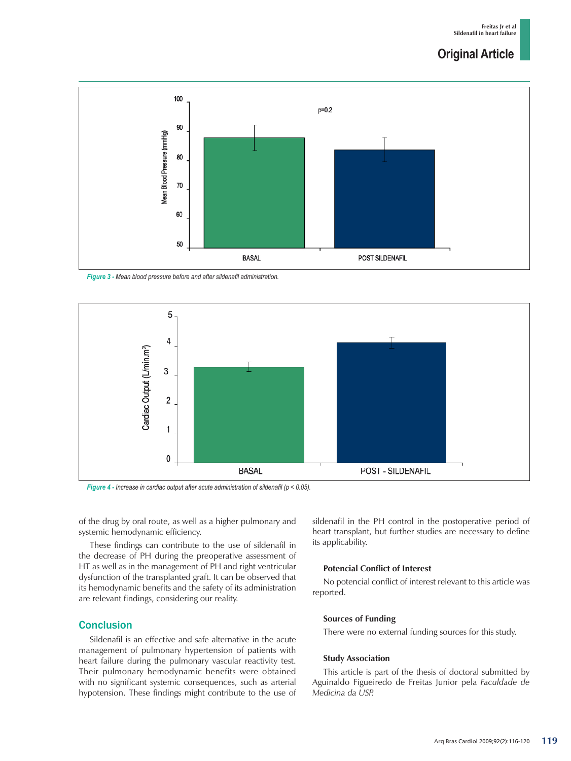Figure 3 - Mean blood pressure before and after sildenafil administration.

Figure 4 - Increase in cardiac output after acute administration of sildenafil ($p < 0.05$).

of the drug by oral route, as well as a higher pulmonary and systemic hemodynamic efficiency.

These findings can contribute to the use of sildenafil in the decrease of PH during the preoperative assessment of HT as well as in the management of PH and right ventricular dysfunction of the transplanted graft. It can be observed that its hemodynamic benefits and the safety of its administration are relevant findings, considering our reality.

## Conclusion

Sildenafil is an effective and safe alternative in the acute management of pulmonary hypertension of patients with heart failure during the pulmonary vascular reactivity test. Their pulmonary hemodynamic benefits were obtained with no significant systemic consequences, such as arterial hypotension. These findings might contribute to the use of sildenafil in the PH control in the postoperative period of heart transplant, but further studies are necessary to define its applicability.

### Potencial Conflict of Interest

No potencial conflict of interest relevant to this article was reported.

### Sources of Funding

There were no external funding sources for this study.

### Study Association

This article is part of the thesis of doctoral submitted by Aguinaldo Figueiredo de Freitas Junior pela *Faculdade de Medicina da USP.*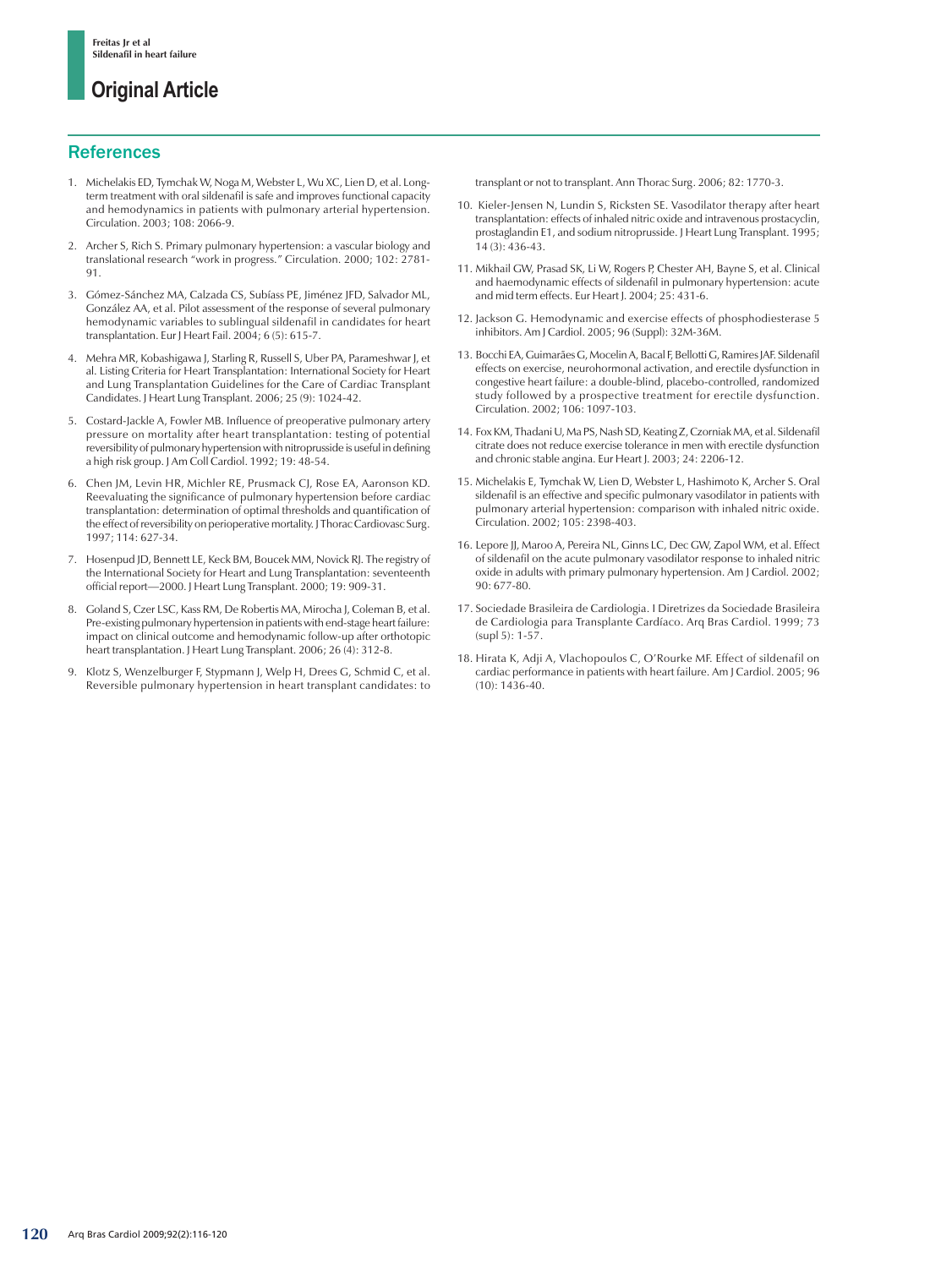## References

1. Michelakis ED, Tymchak W, Noga M, Webster L, Wu XC, Lien D, et al. Long-term treatment with oral sildenafil is safe and improves functional capacity and hemodynamics in patients with pulmonary arterial hypertension. Circulation. 2003; 108: 2066-9.
2. Archer S, Rich S. Primary pulmonary hypertension: a vascular biology and translational research "work in progress." Circulation. 2000; 102: 2781-91.
3. Gómez-Sánchez MA, Calzada CS, Subíass PE, Jiménez JFD, Salvador ML, González AA, et al. Pilot assessment of the response of several pulmonary hemodynamic variables to sublingual sildenafil in candidates for heart transplantation. Eur J Heart Fail. 2004; 6 (5): 615-7.
4. Mehra MR, Kobashigawa J, Starling R, Russell S, Uber PA, Parameshwar J, et al. Listing Criteria for Heart Transplantation: International Society for Heart and Lung Transplantation Guidelines for the Care of Cardiac Transplant Candidates. J Heart Lung Transplant. 2006; 25 (9): 1024-42.
5. Costard-Jackle A, Fowler MB. Influence of preoperative pulmonary artery pressure on mortality after heart transplantation: testing of potential reversibility of pulmonary hypertension with nitroprusside is useful in defining a high risk group. J Am Coll Cardiol. 1992; 19: 48-54.
6. Chen JM, Levin HR, Michler RE, Prusmack CJ, Rose EA, Aaronson KD. Reevaluating the significance of pulmonary hypertension before cardiac transplantation: determination of optimal thresholds and quantification of the effect of reversibility on perioperative mortality. J Thorac Cardiovasc Surg. 1997; 114: 627-34.
7. Hosenpud JD, Bennett LE, Keck BM, Boucek MM, Novick RJ. The registry of the International Society for Heart and Lung Transplantation: seventeenth official report—2000. J Heart Lung Transplant. 2000; 19: 909-31.
8. Goland S, Czer LSC, Kass RM, De Robertis MA, Mirocha J, Coleman B, et al. Pre-existing pulmonary hypertension in patients with end-stage heart failure: impact on clinical outcome and hemodynamic follow-up after orthotopic heart transplantation. J Heart Lung Transplant. 2006; 26 (4): 312-8.
9. Klotz S, Wenzelburger F, Stypmann J, Welp H, Drees G, Schmid C, et al. Reversible pulmonary hypertension in heart transplant candidates: to transplant or not to transplant. Ann Thorac Surg. 2006; 82: 1770-3.
10. Kieler-Jensen N, Lundin S, Ricksten SE. Vasodilator therapy after heart transplantation: effects of inhaled nitric oxide and intravenous prostacyclin, prostaglandin E1, and sodium nitroprusside. J Heart Lung Transplant. 1995; 14 (3): 436-43.
11. Mikhail GW, Prasad SK, Li W, Rogers P, Chester AH, Bayne S, et al. Clinical and haemodynamic effects of sildenafil in pulmonary hypertension: acute and mid term effects. Eur Heart J. 2004; 25: 431-6.
12. Jackson G. Hemodynamic and exercise effects of phosphodiesterase 5 inhibitors. Am J Cardiol. 2005; 96 (Suppl): 32M-36M.
13. Bocchi EA, Guimarães G, Mocelin A, Bacal F, Bellotti G, Ramires JAF. Sildenafil effects on exercise, neurohormonal activation, and erectile dysfunction in congestive heart failure: a double-blind, placebo-controlled, randomized study followed by a prospective treatment for erectile dysfunction. Circulation. 2002; 106: 1097-103.
14. Fox KM, Thadani U, Ma PS, Nash SD, Keating Z, Czorniak MA, et al. Sildenafil citrate does not reduce exercise tolerance in men with erectile dysfunction and chronic stable angina. Eur Heart J. 2003; 24: 2206-12.
15. Michelakis E, Tymchak W, Lien D, Webster L, Hashimoto K, Archer S. Oral sildenafil is an effective and specific pulmonary vasodilator in patients with pulmonary arterial hypertension: comparison with inhaled nitric oxide. Circulation. 2002; 105: 2398-403.
16. Lepore JJ, Maroo A, Pereira NL, Ginns LC, Dec GW, Zapol WM, et al. Effect of sildenafil on the acute pulmonary vasodilator response to inhaled nitric oxide in adults with primary pulmonary hypertension. Am J Cardiol. 2002; 90: 677-80.
17. Sociedade Brasileira de Cardiologia. I Diretrizes da Sociedade Brasileira de Cardiologia para Transplante Cardíaco. Arq Bras Cardiol. 1999; 73 (supl 5): 1-57.
18. Hirata K, Adji A, Vlachopoulos C, O'Rourke MF. Effect of sildenafil on cardiac performance in patients with heart failure. Am J Cardiol. 2005; 96 (10): 1436-40.